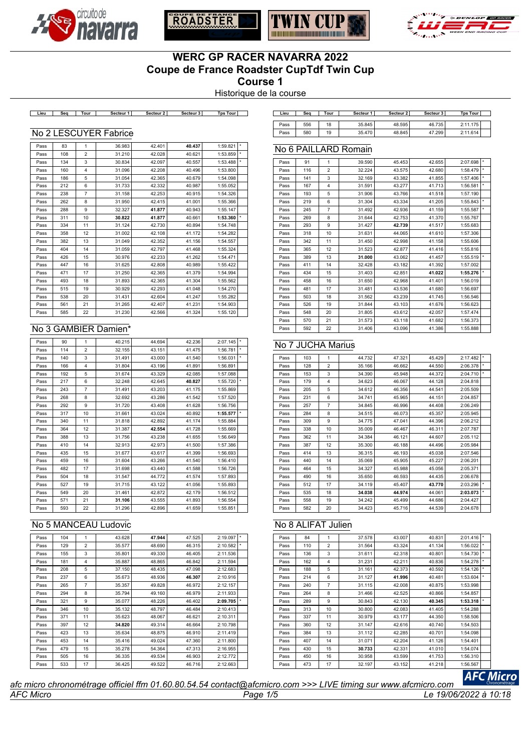# WERC GP RACER NAVARRA 2022
# Coupe de France Roadster CupTdf Twin Cup
# Course 1

Historique de la course

## No 2 LESCUYER Fabrice

| Lieu | Seq | Tour | Secteur 1 | Secteur 2 | Secteur 3 | Tps Tour | |
|---|---|---|---|---|---|---|---|
| Pass | 83 | 1 | 36.983 | 42.401 | **40.437** | 1:59.821 | * |
| Pass | 108 | 2 | 31.210 | 42.028 | 40.621 | 1:53.859 | * |
| Pass | 134 | 3 | 30.834 | 42.097 | 40.557 | 1:53.488 | * |
| Pass | 160 | 4 | 31.096 | 42.208 | 40.496 | 1:53.800 | |
| Pass | 186 | 5 | 31.054 | 42.365 | 40.679 | 1:54.098 | |
| Pass | 212 | 6 | 31.733 | 42.332 | 40.987 | 1:55.052 | |
| Pass | 238 | 7 | 31.158 | 42.253 | 40.915 | 1:54.326 | |
| Pass | 262 | 8 | 31.950 | 42.415 | 41.001 | 1:55.366 | |
| Pass | 288 | 9 | 32.327 | **41.877** | 40.943 | 1:55.147 | |
| Pass | 311 | 10 | **30.822** | **41.877** | 40.661 | **1:53.360** | * |
| Pass | 334 | 11 | 31.124 | 42.730 | 40.894 | 1:54.748 | |
| Pass | 358 | 12 | 31.002 | 42.108 | 41.172 | 1:54.282 | |
| Pass | 382 | 13 | 31.049 | 42.352 | 41.156 | 1:54.557 | |
| Pass | 404 | 14 | 31.059 | 42.797 | 41.468 | 1:55.324 | |
| Pass | 426 | 15 | 30.976 | 42.233 | 41.262 | 1:54.471 | |
| Pass | 447 | 16 | 31.625 | 42.808 | 40.989 | 1:55.422 | |
| Pass | 471 | 17 | 31.250 | 42.365 | 41.379 | 1:54.994 | |
| Pass | 493 | 18 | 31.893 | 42.365 | 41.304 | 1:55.562 | |
| Pass | 515 | 19 | 30.929 | 42.293 | 41.048 | 1:54.270 | |
| Pass | 538 | 20 | 31.431 | 42.604 | 41.247 | 1:55.282 | |
| Pass | 561 | 21 | 31.265 | 42.407 | 41.231 | 1:54.903 | |
| Pass | 585 | 22 | 31.230 | 42.566 | 41.324 | 1:55.120 | |

## No 3 GAMBIER Damien*

| Lieu | Seq | Tour | Secteur 1 | Secteur 2 | Secteur 3 | Tps Tour | |
|---|---|---|---|---|---|---|---|
| Pass | 90 | 1 | 40.215 | 44.694 | 42.236 | 2:07.145 | * |
| Pass | 114 | 2 | 32.155 | 43.151 | 41.475 | 1:56.781 | * |
| Pass | 140 | 3 | 31.491 | 43.000 | 41.540 | 1:56.031 | * |
| Pass | 166 | 4 | 31.804 | 43.196 | 41.891 | 1:56.891 | |
| Pass | 192 | 5 | 31.674 | 43.329 | 42.085 | 1:57.088 | |
| Pass | 217 | 6 | 32.248 | 42.645 | **40.827** | 1:55.720 | * |
| Pass | 243 | 7 | 31.491 | 43.203 | 41.175 | 1:55.869 | |
| Pass | 268 | 8 | 32.692 | 43.286 | 41.542 | 1:57.520 | |
| Pass | 292 | 9 | 31.720 | 43.408 | 41.628 | 1:56.756 | |
| Pass | 317 | 10 | 31.661 | 43.024 | 40.892 | **1:55.577** | * |
| Pass | 340 | 11 | 31.818 | 42.892 | 41.174 | 1:55.884 | |
| Pass | 364 | 12 | 31.387 | **42.554** | 41.728 | 1:55.669 | |
| Pass | 388 | 13 | 31.756 | 43.238 | 41.655 | 1:56.649 | |
| Pass | 410 | 14 | 32.913 | 42.973 | 41.500 | 1:57.386 | |
| Pass | 435 | 15 | 31.677 | 43.617 | 41.399 | 1:56.693 | |
| Pass | 459 | 16 | 31.604 | 43.266 | 41.540 | 1:56.410 | |
| Pass | 482 | 17 | 31.698 | 43.440 | 41.588 | 1:56.726 | |
| Pass | 504 | 18 | 31.547 | 44.772 | 41.574 | 1:57.893 | |
| Pass | 527 | 19 | 31.715 | 43.122 | 41.056 | 1:55.893 | |
| Pass | 549 | 20 | 31.461 | 42.872 | 42.179 | 1:56.512 | |
| Pass | 571 | 21 | **31.106** | 43.555 | 41.893 | 1:56.554 | |
| Pass | 593 | 22 | 31.296 | 42.896 | 41.659 | 1:55.851 | |

## No 5 MANCEAU Ludovic

| Lieu | Seq | Tour | Secteur 1 | Secteur 2 | Secteur 3 | Tps Tour | |
|---|---|---|---|---|---|---|---|
| Pass | 104 | 1 | 43.628 | **47.944** | 47.525 | 2:19.097 | * |
| Pass | 129 | 2 | 35.577 | 48.690 | 46.315 | 2:10.582 | * |
| Pass | 155 | 3 | 35.801 | 49.330 | 46.405 | 2:11.536 | |
| Pass | 181 | 4 | 35.887 | 48.865 | 46.842 | 2:11.594 | |
| Pass | 208 | 5 | 37.150 | 48.435 | 47.098 | 2:12.683 | |
| Pass | 237 | 6 | 35.673 | 48.936 | **46.307** | 2:10.916 | |
| Pass | 265 | 7 | 35.357 | 49.828 | 46.972 | 2:12.157 | |
| Pass | 294 | 8 | 35.794 | 49.160 | 46.979 | 2:11.933 | |
| Pass | 321 | 9 | 35.077 | 48.226 | 46.402 | **2:09.705** | * |
| Pass | 346 | 10 | 35.132 | 48.797 | 46.484 | 2:10.413 | |
| Pass | 371 | 11 | 35.623 | 48.067 | 46.621 | 2:10.311 | |
| Pass | 397 | 12 | **34.820** | 49.314 | 46.664 | 2:10.798 | |
| Pass | 423 | 13 | 35.634 | 48.875 | 46.910 | 2:11.419 | |
| Pass | 453 | 14 | 35.416 | 49.024 | 47.360 | 2:11.800 | |
| Pass | 479 | 15 | 35.278 | 54.364 | 47.313 | 2:16.955 | |
| Pass | 505 | 16 | 36.335 | 49.534 | 46.903 | 2:12.772 | |
| Pass | 533 | 17 | 36.425 | 49.522 | 46.716 | 2:12.663 | |
| Pass | 556 | 18 | 35.845 | 48.595 | 46.735 | 2:11.175 | |
| Pass | 580 | 19 | 35.470 | 48.845 | 47.299 | 2:11.614 | |

## No 6 PAILLARD Romain

| Lieu | Seq | Tour | Secteur 1 | Secteur 2 | Secteur 3 | Tps Tour | |
|---|---|---|---|---|---|---|---|
| Pass | 91 | 1 | 39.590 | 45.453 | 42.655 | 2:07.698 | * |
| Pass | 116 | 2 | 32.224 | 43.575 | 42.680 | 1:58.479 | * |
| Pass | 141 | 3 | 32.169 | 43.382 | 41.855 | 1:57.406 | * |
| Pass | 167 | 4 | 31.591 | 43.277 | 41.713 | 1:56.581 | * |
| Pass | 193 | 5 | 31.906 | 43.766 | 41.518 | 1:57.190 | |
| Pass | 219 | 6 | 31.304 | 43.334 | 41.205 | 1:55.843 | * |
| Pass | 245 | 7 | 31.492 | 42.936 | 41.159 | 1:55.587 | * |
| Pass | 269 | 8 | 31.644 | 42.753 | 41.370 | 1:55.767 | |
| Pass | 293 | 9 | 31.427 | **42.739** | 41.517 | 1:55.683 | |
| Pass | 318 | 10 | 31.631 | 44.065 | 41.610 | 1:57.306 | |
| Pass | 342 | 11 | 31.450 | 42.998 | 41.158 | 1:55.606 | |
| Pass | 365 | 12 | 31.523 | 42.877 | 41.416 | 1:55.816 | |
| Pass | 389 | 13 | **31.000** | 43.062 | 41.457 | 1:55.519 | * |
| Pass | 411 | 14 | 32.428 | 43.182 | 41.392 | 1:57.002 | |
| Pass | 434 | 15 | 31.403 | 42.851 | **41.022** | **1:55.276** | * |
| Pass | 458 | 16 | 31.650 | 42.968 | 41.401 | 1:56.019 | |
| Pass | 481 | 17 | 31.481 | 43.536 | 41.680 | 1:56.697 | |
| Pass | 503 | 18 | 31.562 | 43.239 | 41.745 | 1:56.546 | |
| Pass | 526 | 19 | 31.844 | 43.103 | 41.676 | 1:56.623 | |
| Pass | 548 | 20 | 31.805 | 43.612 | 42.057 | 1:57.474 | |
| Pass | 570 | 21 | 31.573 | 43.118 | 41.682 | 1:56.373 | |
| Pass | 592 | 22 | 31.406 | 43.096 | 41.386 | 1:55.888 | |

## No 7 JUCHA Marius

| Lieu | Seq | Tour | Secteur 1 | Secteur 2 | Secteur 3 | Tps Tour | |
|---|---|---|---|---|---|---|---|
| Pass | 103 | 1 | 44.732 | 47.321 | 45.429 | 2:17.482 | * |
| Pass | 128 | 2 | 35.166 | 46.662 | 44.550 | 2:06.378 | * |
| Pass | 153 | 3 | 34.390 | 45.948 | 44.372 | 2:04.710 | * |
| Pass | 179 | 4 | 34.623 | 46.067 | 44.128 | 2:04.818 | |
| Pass | 205 | 5 | 34.612 | 46.356 | 44.541 | 2:05.509 | |
| Pass | 231 | 6 | 34.741 | 45.965 | 44.151 | 2:04.857 | |
| Pass | 257 | 7 | 34.845 | 46.996 | 44.408 | 2:06.249 | |
| Pass | 284 | 8 | 34.515 | 46.073 | 45.357 | 2:05.945 | |
| Pass | 309 | 9 | 34.775 | 47.041 | 44.396 | 2:06.212 | |
| Pass | 338 | 10 | 35.009 | 46.467 | 46.311 | 2:07.787 | |
| Pass | 362 | 11 | 34.384 | 46.121 | 44.607 | 2:05.112 | |
| Pass | 387 | 12 | 35.300 | 46.188 | 44.496 | 2:05.984 | |
| Pass | 414 | 13 | 36.315 | 46.193 | 45.038 | 2:07.546 | |
| Pass | 440 | 14 | 35.069 | 45.905 | 45.227 | 2:06.201 | |
| Pass | 464 | 15 | 34.327 | 45.988 | 45.056 | 2:05.371 | |
| Pass | 490 | 16 | 35.650 | 46.593 | 44.435 | 2:06.678 | |
| Pass | 512 | 17 | 34.119 | 45.407 | **43.770** | 2:03.296 | * |
| Pass | 535 | 18 | **34.038** | **44.974** | 44.061 | **2:03.073** | * |
| Pass | 558 | 19 | 34.242 | 45.499 | 44.686 | 2:04.427 | |
| Pass | 582 | 20 | 34.423 | 45.716 | 44.539 | 2:04.678 | |

## No 8 ALIFAT Julien

| Lieu | Seq | Tour | Secteur 1 | Secteur 2 | Secteur 3 | Tps Tour | |
|---|---|---|---|---|---|---|---|
| Pass | 84 | 1 | 37.578 | 43.007 | 40.831 | 2:01.416 | * |
| Pass | 110 | 2 | 31.564 | 43.324 | 41.134 | 1:56.022 | * |
| Pass | 136 | 3 | 31.611 | 42.318 | 40.801 | 1:54.730 | * |
| Pass | 162 | 4 | 31.231 | 42.211 | 40.836 | 1:54.278 | * |
| Pass | 188 | 5 | 31.161 | 42.373 | 40.592 | 1:54.126 | * |
| Pass | 214 | 6 | 31.127 | **41.996** | 40.481 | 1:53.604 | * |
| Pass | 240 | 7 | 31.115 | 42.008 | 40.875 | 1:53.998 | |
| Pass | 264 | 8 | 31.466 | 42.525 | 40.866 | 1:54.857 | |
| Pass | 289 | 9 | 30.843 | 42.130 | **40.345** | **1:53.318** | * |
| Pass | 313 | 10 | 30.800 | 42.083 | 41.405 | 1:54.288 | |
| Pass | 337 | 11 | 30.979 | 43.177 | 44.350 | 1:58.506 | |
| Pass | 360 | 12 | 31.147 | 42.616 | 40.740 | 1:54.503 | |
| Pass | 384 | 13 | 31.112 | 42.285 | 40.701 | 1:54.098 | |
| Pass | 407 | 14 | 31.071 | 42.204 | 41.126 | 1:54.401 | |
| Pass | 430 | 15 | **30.733** | 42.331 | 41.010 | 1:54.074 | |
| Pass | 450 | 16 | 30.958 | 43.599 | 41.753 | 1:56.310 | |
| Pass | 473 | 17 | 32.197 | 43.152 | 41.218 | 1:56.567 | |

*afc micro chronométrage officiel ffm 01.60.80.54.54 contact@afcmicro.com >>> LIVE timing sur www.afcmicro.com*

*AFC Micro* — *Le 19/06/2022 à 10:18*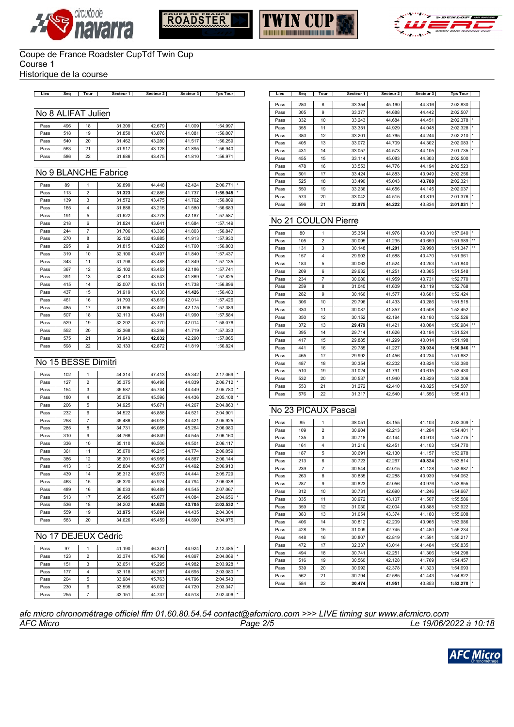# Coupe de France Roadster CupTdf Twin Cup
Course 1
Historique de la course

## No 8 ALIFAT Julien

| Lieu | Seq | Tour | Secteur 1 | Secteur 2 | Secteur 3 | Tps Tour | |
|---|---|---|---|---|---|---|---|
| Pass | 496 | 18 | 31.309 | 42.679 | 41.009 | 1:54.997 | |
| Pass | 518 | 19 | 31.850 | 43.076 | 41.081 | 1:56.007 | |
| Pass | 540 | 20 | 31.462 | 43.280 | 41.517 | 1:56.259 | |
| Pass | 563 | 21 | 31.917 | 43.128 | 41.895 | 1:56.940 | |
| Pass | 586 | 22 | 31.686 | 43.475 | 41.810 | 1:56.971 | |

## No 9 BLANCHE Fabrice

| Lieu | Seq | Tour | Secteur 1 | Secteur 2 | Secteur 3 | Tps Tour | |
|---|---|---|---|---|---|---|---|
| Pass | 89 | 1 | 39.899 | 44.448 | 42.424 | 2:06.771 | * |
| Pass | 113 | 2 | **31.323** | 42.885 | 41.737 | **1:55.945** | * |
| Pass | 139 | 3 | 31.572 | 43.475 | 41.762 | 1:56.809 | |
| Pass | 165 | 4 | 31.888 | 43.215 | 41.580 | 1:56.683 | |
| Pass | 191 | 5 | 31.622 | 43.778 | 42.187 | 1:57.587 | |
| Pass | 218 | 6 | 31.824 | 43.641 | 41.684 | 1:57.149 | |
| Pass | 244 | 7 | 31.706 | 43.338 | 41.803 | 1:56.847 | |
| Pass | 270 | 8 | 32.132 | 43.885 | 41.913 | 1:57.930 | |
| Pass | 295 | 9 | 31.815 | 43.228 | 41.760 | 1:56.803 | |
| Pass | 319 | 10 | 32.100 | 43.497 | 41.840 | 1:57.437 | |
| Pass | 343 | 11 | 31.798 | 43.488 | 41.849 | 1:57.135 | |
| Pass | 367 | 12 | 32.102 | 43.453 | 42.186 | 1:57.741 | |
| Pass | 391 | 13 | 32.413 | 43.543 | 41.869 | 1:57.825 | |
| Pass | 415 | 14 | 32.007 | 43.151 | 41.738 | 1:56.896 | |
| Pass | 437 | 15 | 31.919 | 43.138 | **41.426** | 1:56.483 | |
| Pass | 461 | 16 | 31.793 | 43.619 | 42.014 | 1:57.426 | |
| Pass | 485 | 17 | 31.805 | 43.409 | 42.175 | 1:57.389 | |
| Pass | 507 | 18 | 32.113 | 43.481 | 41.990 | 1:57.584 | |
| Pass | 529 | 19 | 32.292 | 43.770 | 42.014 | 1:58.076 | |
| Pass | 552 | 20 | 32.368 | 43.246 | 41.719 | 1:57.333 | |
| Pass | 575 | 21 | 31.943 | **42.832** | 42.290 | 1:57.065 | |
| Pass | 598 | 22 | 32.133 | 42.872 | 41.819 | 1:56.824 | |

## No 15 BESSE Dimitri

| Lieu | Seq | Tour | Secteur 1 | Secteur 2 | Secteur 3 | Tps Tour | |
|---|---|---|---|---|---|---|---|
| Pass | 102 | 1 | 44.314 | 47.413 | 45.342 | 2:17.069 | * |
| Pass | 127 | 2 | 35.375 | 46.498 | 44.839 | 2:06.712 | * |
| Pass | 154 | 3 | 35.587 | 45.744 | 44.449 | 2:05.780 | * |
| Pass | 180 | 4 | 35.076 | 45.596 | 44.436 | 2:05.108 | * |
| Pass | 206 | 5 | 34.925 | 45.671 | 44.267 | 2:04.863 | * |
| Pass | 232 | 6 | 34.522 | 45.858 | 44.521 | 2:04.901 | |
| Pass | 258 | 7 | 35.486 | 46.018 | 44.421 | 2:05.925 | |
| Pass | 285 | 8 | 34.731 | 46.085 | 45.264 | 2:06.080 | |
| Pass | 310 | 9 | 34.766 | 46.849 | 44.545 | 2:06.160 | |
| Pass | 336 | 10 | 35.110 | 46.506 | 44.501 | 2:06.117 | |
| Pass | 361 | 11 | 35.070 | 46.215 | 44.774 | 2:06.059 | |
| Pass | 386 | 12 | 35.301 | 45.956 | 44.887 | 2:06.144 | |
| Pass | 413 | 13 | 35.884 | 46.537 | 44.492 | 2:06.913 | |
| Pass | 439 | 14 | 35.312 | 45.973 | 44.444 | 2:05.729 | |
| Pass | 463 | 15 | 35.320 | 45.924 | 44.794 | 2:06.038 | |
| Pass | 489 | 16 | 36.033 | 46.489 | 44.545 | 2:07.067 | |
| Pass | 513 | 17 | 35.495 | 45.077 | 44.084 | 2:04.656 | * |
| Pass | 536 | 18 | 34.202 | **44.625** | **43.705** | **2:02.532** | * |
| Pass | 559 | 19 | **33.975** | 45.894 | 44.435 | 2:04.304 | |
| Pass | 583 | 20 | 34.626 | 45.459 | 44.890 | 2:04.975 | |

## No 17 DEJEUX Cédric

| Lieu | Seq | Tour | Secteur 1 | Secteur 2 | Secteur 3 | Tps Tour | |
|---|---|---|---|---|---|---|---|
| Pass | 97 | 1 | 41.190 | 46.371 | 44.924 | 2:12.485 | * |
| Pass | 123 | 2 | 33.374 | 45.798 | 44.897 | 2:04.069 | * |
| Pass | 151 | 3 | 33.651 | 45.295 | 44.982 | 2:03.928 | * |
| Pass | 177 | 4 | 33.118 | 45.267 | 44.695 | 2:03.080 | * |
| Pass | 204 | 5 | 33.984 | 45.763 | 44.796 | 2:04.543 | |
| Pass | 230 | 6 | 33.595 | 45.032 | 44.720 | 2:03.347 | |
| Pass | 255 | 7 | 33.151 | 44.737 | 44.518 | 2:02.406 | * |
| Pass | 280 | 8 | 33.354 | 45.160 | 44.316 | 2:02.830 | |
| Pass | 305 | 9 | 33.377 | 44.688 | 44.442 | 2:02.507 | |
| Pass | 332 | 10 | 33.243 | 44.684 | 44.451 | 2:02.378 | * |
| Pass | 355 | 11 | 33.351 | 44.929 | 44.048 | 2:02.328 | * |
| Pass | 380 | 12 | 33.201 | 44.765 | 44.244 | 2:02.210 | * |
| Pass | 405 | 13 | 33.072 | 44.709 | 44.302 | 2:02.083 | * |
| Pass | 431 | 14 | 33.057 | 44.573 | 44.105 | 2:01.735 | * |
| Pass | 455 | 15 | 33.114 | 45.083 | 44.303 | 2:02.500 | |
| Pass | 478 | 16 | 33.553 | 44.776 | 44.194 | 2:02.523 | |
| Pass | 501 | 17 | 33.424 | 44.883 | 43.949 | 2:02.256 | |
| Pass | 525 | 18 | 33.490 | 45.043 | **43.788** | 2:02.321 | |
| Pass | 550 | 19 | 33.236 | 44.656 | 44.145 | 2:02.037 | |
| Pass | 573 | 20 | 33.042 | 44.515 | 43.819 | 2:01.376 | * |
| Pass | 596 | 21 | **32.975** | **44.222** | 43.834 | **2:01.031** | * |

## No 21 COULON Pierre

| Lieu | Seq | Tour | Secteur 1 | Secteur 2 | Secteur 3 | Tps Tour | |
|---|---|---|---|---|---|---|---|
| Pass | 80 | 1 | 35.354 | 41.976 | 40.310 | 1:57.640 | * |
| Pass | 105 | 2 | 30.095 | 41.235 | 40.659 | 1:51.989 | ** |
| Pass | 131 | 3 | 30.148 | **41.201** | 39.998 | 1:51.347 | ** |
| Pass | 157 | 4 | 29.903 | 41.588 | 40.470 | 1:51.961 | |
| Pass | 183 | 5 | 30.063 | 41.524 | 40.253 | 1:51.840 | |
| Pass | 209 | 6 | 29.932 | 41.251 | 40.365 | 1:51.548 | |
| Pass | 234 | 7 | 30.080 | 41.959 | 40.731 | 1:52.770 | |
| Pass | 259 | 8 | 31.040 | 41.609 | 40.119 | 1:52.768 | |
| Pass | 282 | 9 | 30.166 | 41.577 | 40.681 | 1:52.424 | |
| Pass | 306 | 10 | 29.796 | 41.433 | 40.286 | 1:51.515 | |
| Pass | 330 | 11 | 30.087 | 41.857 | 40.508 | 1:52.452 | |
| Pass | 350 | 12 | 30.152 | 42.194 | 40.180 | 1:52.526 | |
| Pass | 372 | 13 | **29.479** | 41.421 | 40.084 | 1:50.984 | ** |
| Pass | 395 | 14 | 29.714 | 41.626 | 40.184 | 1:51.524 | |
| Pass | 417 | 15 | 29.885 | 41.299 | 40.014 | 1:51.198 | |
| Pass | 441 | 16 | 29.785 | 41.227 | **39.934** | **1:50.946** | ** |
| Pass | 465 | 17 | 29.992 | 41.456 | 40.234 | 1:51.682 | |
| Pass | 487 | 18 | 30.354 | 42.202 | 40.824 | 1:53.380 | |
| Pass | 510 | 19 | 31.024 | 41.791 | 40.615 | 1:53.430 | |
| Pass | 532 | 20 | 30.537 | 41.940 | 40.829 | 1:53.306 | |
| Pass | 553 | 21 | 31.272 | 42.410 | 40.825 | 1:54.507 | |
| Pass | 576 | 22 | 31.317 | 42.540 | 41.556 | 1:55.413 | |

## No 23 PICAUX Pascal

| Lieu | Seq | Tour | Secteur 1 | Secteur 2 | Secteur 3 | Tps Tour | |
|---|---|---|---|---|---|---|---|
| Pass | 85 | 1 | 38.051 | 43.155 | 41.103 | 2:02.309 | * |
| Pass | 109 | 2 | 30.904 | 42.213 | 41.284 | 1:54.401 | * |
| Pass | 135 | 3 | 30.718 | 42.144 | 40.913 | 1:53.775 | * |
| Pass | 161 | 4 | 31.216 | 42.451 | 41.103 | 1:54.770 | |
| Pass | 187 | 5 | 30.691 | 42.130 | 41.157 | 1:53.978 | |
| Pass | 213 | 6 | 30.723 | 42.267 | **40.824** | 1:53.814 | |
| Pass | 239 | 7 | 30.544 | 42.015 | 41.128 | 1:53.687 | * |
| Pass | 263 | 8 | 30.835 | 42.288 | 40.939 | 1:54.062 | |
| Pass | 287 | 9 | 30.823 | 42.056 | 40.976 | 1:53.855 | |
| Pass | 312 | 10 | 30.731 | 42.690 | 41.246 | 1:54.667 | |
| Pass | 335 | 11 | 30.972 | 43.107 | 41.507 | 1:55.586 | |
| Pass | 359 | 12 | 31.030 | 42.004 | 40.888 | 1:53.922 | |
| Pass | 383 | 13 | 31.054 | 43.374 | 41.180 | 1:55.608 | |
| Pass | 406 | 14 | 30.812 | 42.209 | 40.965 | 1:53.986 | |
| Pass | 428 | 15 | 31.009 | 42.745 | 41.480 | 1:55.234 | |
| Pass | 448 | 16 | 30.807 | 42.819 | 41.591 | 1:55.217 | |
| Pass | 472 | 17 | 32.337 | 43.014 | 41.484 | 1:56.835 | |
| Pass | 494 | 18 | 30.741 | 42.251 | 41.306 | 1:54.298 | |
| Pass | 516 | 19 | 30.560 | 42.128 | 41.769 | 1:54.457 | |
| Pass | 539 | 20 | 30.992 | 42.378 | 41.323 | 1:54.693 | |
| Pass | 562 | 21 | 30.794 | 42.585 | 41.443 | 1:54.822 | |
| Pass | 584 | 22 | **30.474** | **41.951** | 40.853 | **1:53.278** | * |

*afc micro chronométrage officiel ffm 01.60.80.54.54 contact@afcmicro.com >>> LIVE timing sur www.afcmicro.com*

*AFC Micro* — *Le 19/06/2022 à 10:18*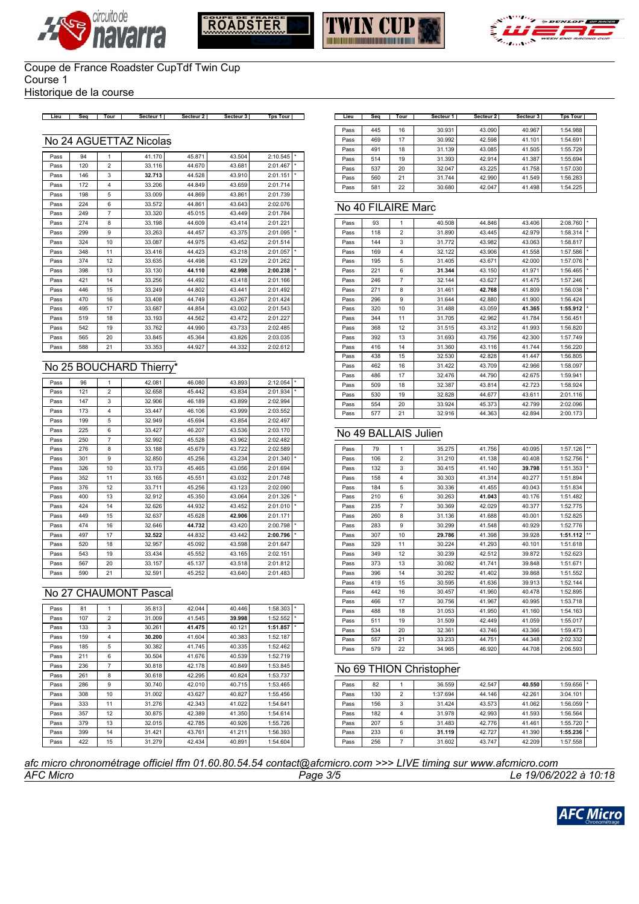Coupe de France Roadster CupTdf Twin Cup
Course 1
Historique de la course

## No 24 AGUETTAZ Nicolas

| Lieu | Seq | Tour | Secteur 1 | Secteur 2 | Secteur 3 | Tps Tour | |
|---|---|---|---|---|---|---|---|
| Pass | 94 | 1 | 41.170 | 45.871 | 43.504 | 2:10.545 | * |
| Pass | 120 | 2 | 33.116 | 44.670 | 43.681 | 2:01.467 | * |
| Pass | 146 | 3 | **32.713** | 44.528 | 43.910 | 2:01.151 | * |
| Pass | 172 | 4 | 33.206 | 44.849 | 43.659 | 2:01.714 | |
| Pass | 198 | 5 | 33.009 | 44.869 | 43.861 | 2:01.739 | |
| Pass | 224 | 6 | 33.572 | 44.861 | 43.643 | 2:02.076 | |
| Pass | 249 | 7 | 33.320 | 45.015 | 43.449 | 2:01.784 | |
| Pass | 274 | 8 | 33.198 | 44.609 | 43.414 | 2:01.221 | |
| Pass | 299 | 9 | 33.263 | 44.457 | 43.375 | 2:01.095 | * |
| Pass | 324 | 10 | 33.087 | 44.975 | 43.452 | 2:01.514 | |
| Pass | 348 | 11 | 33.416 | 44.423 | 43.218 | 2:01.057 | * |
| Pass | 374 | 12 | 33.635 | 44.498 | 43.129 | 2:01.262 | |
| Pass | 398 | 13 | 33.130 | **44.110** | **42.998** | **2:00.238** | * |
| Pass | 421 | 14 | 33.256 | 44.492 | 43.418 | 2:01.166 | |
| Pass | 446 | 15 | 33.249 | 44.802 | 43.441 | 2:01.492 | |
| Pass | 470 | 16 | 33.408 | 44.749 | 43.267 | 2:01.424 | |
| Pass | 495 | 17 | 33.687 | 44.854 | 43.002 | 2:01.543 | |
| Pass | 519 | 18 | 33.193 | 44.562 | 43.472 | 2:01.227 | |
| Pass | 542 | 19 | 33.762 | 44.990 | 43.733 | 2:02.485 | |
| Pass | 565 | 20 | 33.845 | 45.364 | 43.826 | 2:03.035 | |
| Pass | 588 | 21 | 33.353 | 44.927 | 44.332 | 2:02.612 | |

## No 25 BOUCHARD Thierry*

| Lieu | Seq | Tour | Secteur 1 | Secteur 2 | Secteur 3 | Tps Tour | |
|---|---|---|---|---|---|---|---|
| Pass | 96 | 1 | 42.081 | 46.080 | 43.893 | 2:12.054 | * |
| Pass | 121 | 2 | 32.658 | 45.442 | 43.834 | 2:01.934 | * |
| Pass | 147 | 3 | 32.906 | 46.189 | 43.899 | 2:02.994 | |
| Pass | 173 | 4 | 33.447 | 46.106 | 43.999 | 2:03.552 | |
| Pass | 199 | 5 | 32.949 | 45.694 | 43.854 | 2:02.497 | |
| Pass | 225 | 6 | 33.427 | 46.207 | 43.536 | 2:03.170 | |
| Pass | 250 | 7 | 32.992 | 45.528 | 43.962 | 2:02.482 | |
| Pass | 276 | 8 | 33.188 | 45.679 | 43.722 | 2:02.589 | |
| Pass | 301 | 9 | 32.850 | 45.256 | 43.234 | 2:01.340 | * |
| Pass | 326 | 10 | 33.173 | 45.465 | 43.056 | 2:01.694 | |
| Pass | 352 | 11 | 33.165 | 45.551 | 43.032 | 2:01.748 | |
| Pass | 376 | 12 | 33.711 | 45.256 | 43.123 | 2:02.090 | |
| Pass | 400 | 13 | 32.912 | 45.350 | 43.064 | 2:01.326 | * |
| Pass | 424 | 14 | 32.626 | 44.932 | 43.452 | 2:01.010 | * |
| Pass | 449 | 15 | 32.637 | 45.628 | **42.906** | 2:01.171 | |
| Pass | 474 | 16 | 32.646 | **44.732** | 43.420 | 2:00.798 | * |
| Pass | 497 | 17 | **32.522** | 44.832 | 43.442 | **2:00.796** | * |
| Pass | 520 | 18 | 32.957 | 45.092 | 43.598 | 2:01.647 | |
| Pass | 543 | 19 | 33.434 | 45.552 | 43.165 | 2:02.151 | |
| Pass | 567 | 20 | 33.157 | 45.137 | 43.518 | 2:01.812 | |
| Pass | 590 | 21 | 32.591 | 45.252 | 43.640 | 2:01.483 | |

## No 27 CHAUMONT Pascal

| Lieu | Seq | Tour | Secteur 1 | Secteur 2 | Secteur 3 | Tps Tour | |
|---|---|---|---|---|---|---|---|
| Pass | 81 | 1 | 35.813 | 42.044 | 40.446 | 1:58.303 | * |
| Pass | 107 | 2 | 31.009 | 41.545 | **39.998** | 1:52.552 | * |
| Pass | 133 | 3 | 30.261 | **41.475** | 40.121 | **1:51.857** | * |
| Pass | 159 | 4 | **30.200** | 41.604 | 40.383 | 1:52.187 | |
| Pass | 185 | 5 | 30.382 | 41.745 | 40.335 | 1:52.462 | |
| Pass | 211 | 6 | 30.504 | 41.676 | 40.539 | 1:52.719 | |
| Pass | 236 | 7 | 30.818 | 42.178 | 40.849 | 1:53.845 | |
| Pass | 261 | 8 | 30.618 | 42.295 | 40.824 | 1:53.737 | |
| Pass | 286 | 9 | 30.740 | 42.010 | 40.715 | 1:53.465 | |
| Pass | 308 | 10 | 31.002 | 43.627 | 40.827 | 1:55.456 | |
| Pass | 333 | 11 | 31.276 | 42.343 | 41.022 | 1:54.641 | |
| Pass | 357 | 12 | 30.875 | 42.389 | 41.350 | 1:54.614 | |
| Pass | 379 | 13 | 32.015 | 42.785 | 40.926 | 1:55.726 | |
| Pass | 399 | 14 | 31.421 | 43.761 | 41.211 | 1:56.393 | |
| Pass | 422 | 15 | 31.279 | 42.434 | 40.891 | 1:54.604 | |
| Pass | 445 | 16 | 30.931 | 43.090 | 40.967 | 1:54.988 | |
| Pass | 469 | 17 | 30.992 | 42.598 | 41.101 | 1:54.691 | |
| Pass | 491 | 18 | 31.139 | 43.085 | 41.505 | 1:55.729 | |
| Pass | 514 | 19 | 31.393 | 42.914 | 41.387 | 1:55.694 | |
| Pass | 537 | 20 | 32.047 | 43.225 | 41.758 | 1:57.030 | |
| Pass | 560 | 21 | 31.744 | 42.990 | 41.549 | 1:56.283 | |
| Pass | 581 | 22 | 30.680 | 42.047 | 41.498 | 1:54.225 | |

## No 40 FILAIRE Marc

| Lieu | Seq | Tour | Secteur 1 | Secteur 2 | Secteur 3 | Tps Tour | |
|---|---|---|---|---|---|---|---|
| Pass | 93 | 1 | 40.508 | 44.846 | 43.406 | 2:08.760 | * |
| Pass | 118 | 2 | 31.890 | 43.445 | 42.979 | 1:58.314 | * |
| Pass | 144 | 3 | 31.772 | 43.982 | 43.063 | 1:58.817 | |
| Pass | 169 | 4 | 32.122 | 43.906 | 41.558 | 1:57.586 | * |
| Pass | 195 | 5 | 31.405 | 43.671 | 42.000 | 1:57.076 | * |
| Pass | 221 | 6 | **31.344** | 43.150 | 41.971 | 1:56.465 | * |
| Pass | 246 | 7 | 32.144 | 43.627 | 41.475 | 1:57.246 | |
| Pass | 271 | 8 | 31.461 | **42.768** | 41.809 | 1:56.038 | * |
| Pass | 296 | 9 | 31.644 | 42.880 | 41.900 | 1:56.424 | |
| Pass | 320 | 10 | 31.488 | 43.059 | **41.365** | **1:55.912** | * |
| Pass | 344 | 11 | 31.705 | 42.962 | 41.784 | 1:56.451 | |
| Pass | 368 | 12 | 31.515 | 43.312 | 41.993 | 1:56.820 | |
| Pass | 392 | 13 | 31.693 | 43.756 | 42.300 | 1:57.749 | |
| Pass | 416 | 14 | 31.360 | 43.116 | 41.744 | 1:56.220 | |
| Pass | 438 | 15 | 32.530 | 42.828 | 41.447 | 1:56.805 | |
| Pass | 462 | 16 | 31.422 | 43.709 | 42.966 | 1:58.097 | |
| Pass | 486 | 17 | 32.476 | 44.790 | 42.675 | 1:59.941 | |
| Pass | 509 | 18 | 32.387 | 43.814 | 42.723 | 1:58.924 | |
| Pass | 530 | 19 | 32.828 | 44.677 | 43.611 | 2:01.116 | |
| Pass | 554 | 20 | 33.924 | 45.373 | 42.799 | 2:02.096 | |
| Pass | 577 | 21 | 32.916 | 44.363 | 42.894 | 2:00.173 | |

## No 49 BALLAIS Julien

| Lieu | Seq | Tour | Secteur 1 | Secteur 2 | Secteur 3 | Tps Tour | |
|---|---|---|---|---|---|---|---|
| Pass | 79 | 1 | 35.275 | 41.756 | 40.095 | 1:57.126 | ** |
| Pass | 106 | 2 | 31.210 | 41.138 | 40.408 | 1:52.756 | * |
| Pass | 132 | 3 | 30.415 | 41.140 | **39.798** | 1:51.353 | * |
| Pass | 158 | 4 | 30.303 | 41.314 | 40.277 | 1:51.894 | |
| Pass | 184 | 5 | 30.336 | 41.455 | 40.043 | 1:51.834 | |
| Pass | 210 | 6 | 30.263 | **41.043** | 40.176 | 1:51.482 | |
| Pass | 235 | 7 | 30.369 | 42.029 | 40.377 | 1:52.775 | |
| Pass | 260 | 8 | 31.136 | 41.688 | 40.001 | 1:52.825 | |
| Pass | 283 | 9 | 30.299 | 41.548 | 40.929 | 1:52.776 | |
| Pass | 307 | 10 | **29.786** | 41.398 | 39.928 | **1:51.112** | ** |
| Pass | 329 | 11 | 30.224 | 41.293 | 40.101 | 1:51.618 | |
| Pass | 349 | 12 | 30.239 | 42.512 | 39.872 | 1:52.623 | |
| Pass | 373 | 13 | 30.082 | 41.741 | 39.848 | 1:51.671 | |
| Pass | 396 | 14 | 30.282 | 41.402 | 39.868 | 1:51.552 | |
| Pass | 419 | 15 | 30.595 | 41.636 | 39.913 | 1:52.144 | |
| Pass | 442 | 16 | 30.457 | 41.960 | 40.478 | 1:52.895 | |
| Pass | 466 | 17 | 30.756 | 41.967 | 40.995 | 1:53.718 | |
| Pass | 488 | 18 | 31.053 | 41.950 | 41.160 | 1:54.163 | |
| Pass | 511 | 19 | 31.509 | 42.449 | 41.059 | 1:55.017 | |
| Pass | 534 | 20 | 32.361 | 43.746 | 43.366 | 1:59.473 | |
| Pass | 557 | 21 | 33.233 | 44.751 | 44.348 | 2:02.332 | |
| Pass | 579 | 22 | 34.965 | 46.920 | 44.708 | 2:06.593 | |

## No 69 THION Christopher

| Lieu | Seq | Tour | Secteur 1 | Secteur 2 | Secteur 3 | Tps Tour | |
|---|---|---|---|---|---|---|---|
| Pass | 82 | 1 | 36.559 | 42.547 | **40.550** | 1:59.656 | * |
| Pass | 130 | 2 | 1:37.694 | 44.146 | 42.261 | 3:04.101 | |
| Pass | 156 | 3 | 31.424 | 43.573 | 41.062 | 1:56.059 | * |
| Pass | 182 | 4 | 31.978 | 42.993 | 41.593 | 1:56.564 | |
| Pass | 207 | 5 | 31.483 | 42.776 | 41.461 | 1:55.720 | * |
| Pass | 233 | 6 | **31.119** | 42.727 | 41.390 | **1:55.236** | * |
| Pass | 256 | 7 | 31.602 | 43.747 | 42.209 | 1:57.558 | |

*afc micro chronométrage officiel ffm 01.60.80.54.54 contact@afcmicro.com >>> LIVE timing sur www.afcmicro.com*

*AFC Micro* — *Le 19/06/2022 à 10:18*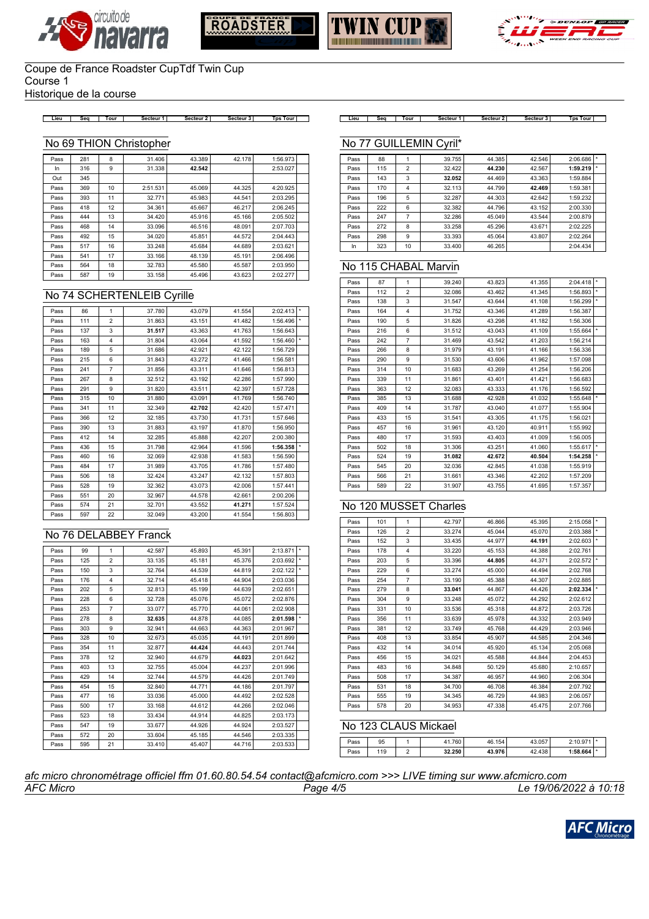Coupe de France Roadster CupTdf Twin Cup
Course 1
Historique de la course

## No 69 THION Christopher

| Lieu | Seq | Tour | Secteur 1 | Secteur 2 | Secteur 3 | Tps Tour | |
|---|---|---|---|---|---|---|---|
| Pass | 281 | 8 | 31.406 | 43.389 | 42.178 | 1:56.973 | |
| In | 316 | 9 | 31.338 | **42.542** | | 2:53.027 | |
| Out | 345 | | | | | | |
| Pass | 369 | 10 | 2:51.531 | 45.069 | 44.325 | 4:20.925 | |
| Pass | 393 | 11 | 32.771 | 45.983 | 44.541 | 2:03.295 | |
| Pass | 418 | 12 | 34.361 | 45.667 | 46.217 | 2:06.245 | |
| Pass | 444 | 13 | 34.420 | 45.916 | 45.166 | 2:05.502 | |
| Pass | 468 | 14 | 33.096 | 46.516 | 48.091 | 2:07.703 | |
| Pass | 492 | 15 | 34.020 | 45.851 | 44.572 | 2:04.443 | |
| Pass | 517 | 16 | 33.248 | 45.684 | 44.689 | 2:03.621 | |
| Pass | 541 | 17 | 33.166 | 48.139 | 45.191 | 2:06.496 | |
| Pass | 564 | 18 | 32.783 | 45.580 | 45.587 | 2:03.950 | |
| Pass | 587 | 19 | 33.158 | 45.496 | 43.623 | 2:02.277 | |

## No 74 SCHERTENLEIB Cyrille

| Lieu | Seq | Tour | Secteur 1 | Secteur 2 | Secteur 3 | Tps Tour | |
|---|---|---|---|---|---|---|---|
| Pass | 86 | 1 | 37.780 | 43.079 | 41.554 | 2:02.413 | * |
| Pass | 111 | 2 | 31.863 | 43.151 | 41.482 | 1:56.496 | * |
| Pass | 137 | 3 | **31.517** | 43.363 | 41.763 | 1:56.643 | |
| Pass | 163 | 4 | 31.804 | 43.064 | 41.592 | 1:56.460 | * |
| Pass | 189 | 5 | 31.686 | 42.921 | 42.122 | 1:56.729 | |
| Pass | 215 | 6 | 31.843 | 43.272 | 41.466 | 1:56.581 | |
| Pass | 241 | 7 | 31.856 | 43.311 | 41.646 | 1:56.813 | |
| Pass | 267 | 8 | 32.512 | 43.192 | 42.286 | 1:57.990 | |
| Pass | 291 | 9 | 31.820 | 43.511 | 42.397 | 1:57.728 | |
| Pass | 315 | 10 | 31.880 | 43.091 | 41.769 | 1:56.740 | |
| Pass | 341 | 11 | 32.349 | **42.702** | 42.420 | 1:57.471 | |
| Pass | 366 | 12 | 32.185 | 43.730 | 41.731 | 1:57.646 | |
| Pass | 390 | 13 | 31.883 | 43.197 | 41.870 | 1:56.950 | |
| Pass | 412 | 14 | 32.285 | 45.888 | 42.207 | 2:00.380 | |
| Pass | 436 | 15 | 31.798 | 42.964 | 41.596 | **1:56.358** | * |
| Pass | 460 | 16 | 32.069 | 42.938 | 41.583 | 1:56.590 | |
| Pass | 484 | 17 | 31.989 | 43.705 | 41.786 | 1:57.480 | |
| Pass | 506 | 18 | 32.424 | 43.247 | 42.132 | 1:57.803 | |
| Pass | 528 | 19 | 32.362 | 43.073 | 42.006 | 1:57.441 | |
| Pass | 551 | 20 | 32.967 | 44.578 | 42.661 | 2:00.206 | |
| Pass | 574 | 21 | 32.701 | 43.552 | **41.271** | 1:57.524 | |
| Pass | 597 | 22 | 32.049 | 43.200 | 41.554 | 1:56.803 | |

## No 76 DELABBEY Franck

| Lieu | Seq | Tour | Secteur 1 | Secteur 2 | Secteur 3 | Tps Tour | |
|---|---|---|---|---|---|---|---|
| Pass | 99 | 1 | 42.587 | 45.893 | 45.391 | 2:13.871 | * |
| Pass | 125 | 2 | 33.135 | 45.181 | 45.376 | 2:03.692 | * |
| Pass | 150 | 3 | 32.764 | 44.539 | 44.819 | 2:02.122 | * |
| Pass | 176 | 4 | 32.714 | 45.418 | 44.904 | 2:03.036 | |
| Pass | 202 | 5 | 32.813 | 45.199 | 44.639 | 2:02.651 | |
| Pass | 228 | 6 | 32.728 | 45.076 | 45.072 | 2:02.876 | |
| Pass | 253 | 7 | 33.077 | 45.770 | 44.061 | 2:02.908 | |
| Pass | 278 | 8 | **32.635** | 44.878 | 44.085 | **2:01.598** | * |
| Pass | 303 | 9 | 32.941 | 44.663 | 44.363 | 2:01.967 | |
| Pass | 328 | 10 | 32.673 | 45.035 | 44.191 | 2:01.899 | |
| Pass | 354 | 11 | 32.877 | **44.424** | 44.443 | 2:01.744 | |
| Pass | 378 | 12 | 32.940 | 44.679 | **44.023** | 2:01.642 | |
| Pass | 403 | 13 | 32.755 | 45.004 | 44.237 | 2:01.996 | |
| Pass | 429 | 14 | 32.744 | 44.579 | 44.426 | 2:01.749 | |
| Pass | 454 | 15 | 32.840 | 44.771 | 44.186 | 2:01.797 | |
| Pass | 477 | 16 | 33.036 | 45.000 | 44.492 | 2:02.528 | |
| Pass | 500 | 17 | 33.168 | 44.612 | 44.266 | 2:02.046 | |
| Pass | 523 | 18 | 33.434 | 44.914 | 44.825 | 2:03.173 | |
| Pass | 547 | 19 | 33.677 | 44.926 | 44.924 | 2:03.527 | |
| Pass | 572 | 20 | 33.604 | 45.185 | 44.546 | 2:03.335 | |
| Pass | 595 | 21 | 33.410 | 45.407 | 44.716 | 2:03.533 | |

## No 77 GUILLEMIN Cyril*

| Lieu | Seq | Tour | Secteur 1 | Secteur 2 | Secteur 3 | Tps Tour | |
|---|---|---|---|---|---|---|---|
| Pass | 88 | 1 | 39.755 | 44.385 | 42.546 | 2:06.686 | * |
| Pass | 115 | 2 | 32.422 | **44.230** | 42.567 | **1:59.219** | * |
| Pass | 143 | 3 | **32.052** | 44.469 | 43.363 | 1:59.884 | |
| Pass | 170 | 4 | 32.113 | 44.799 | **42.469** | 1:59.381 | |
| Pass | 196 | 5 | 32.287 | 44.303 | 42.642 | 1:59.232 | |
| Pass | 222 | 6 | 32.382 | 44.796 | 43.152 | 2:00.330 | |
| Pass | 247 | 7 | 32.286 | 45.049 | 43.544 | 2:00.879 | |
| Pass | 272 | 8 | 33.258 | 45.296 | 43.671 | 2:02.225 | |
| Pass | 298 | 9 | 33.393 | 45.064 | 43.807 | 2:02.264 | |
| In | 323 | 10 | 33.400 | 46.265 | | 2:04.434 | |

## No 115 CHABAL Marvin

| Lieu | Seq | Tour | Secteur 1 | Secteur 2 | Secteur 3 | Tps Tour | |
|---|---|---|---|---|---|---|---|
| Pass | 87 | 1 | 39.240 | 43.823 | 41.355 | 2:04.418 | * |
| Pass | 112 | 2 | 32.086 | 43.462 | 41.345 | 1:56.893 | * |
| Pass | 138 | 3 | 31.547 | 43.644 | 41.108 | 1:56.299 | * |
| Pass | 164 | 4 | 31.752 | 43.346 | 41.289 | 1:56.387 | |
| Pass | 190 | 5 | 31.826 | 43.298 | 41.182 | 1:56.306 | |
| Pass | 216 | 6 | 31.512 | 43.043 | 41.109 | 1:55.664 | * |
| Pass | 242 | 7 | 31.469 | 43.542 | 41.203 | 1:56.214 | |
| Pass | 266 | 8 | 31.979 | 43.191 | 41.166 | 1:56.336 | |
| Pass | 290 | 9 | 31.530 | 43.606 | 41.962 | 1:57.098 | |
| Pass | 314 | 10 | 31.683 | 43.269 | 41.254 | 1:56.206 | |
| Pass | 339 | 11 | 31.861 | 43.401 | 41.421 | 1:56.683 | |
| Pass | 363 | 12 | 32.083 | 43.333 | 41.176 | 1:56.592 | |
| Pass | 385 | 13 | 31.688 | 42.928 | 41.032 | 1:55.648 | * |
| Pass | 409 | 14 | 31.787 | 43.040 | 41.077 | 1:55.904 | |
| Pass | 433 | 15 | 31.541 | 43.305 | 41.175 | 1:56.021 | |
| Pass | 457 | 16 | 31.961 | 43.120 | 40.911 | 1:55.992 | |
| Pass | 480 | 17 | 31.593 | 43.403 | 41.009 | 1:56.005 | |
| Pass | 502 | 18 | 31.306 | 43.251 | 41.060 | 1:55.617 | * |
| Pass | 524 | 19 | **31.082** | **42.672** | **40.504** | **1:54.258** | * |
| Pass | 545 | 20 | 32.036 | 42.845 | 41.038 | 1:55.919 | |
| Pass | 566 | 21 | 31.661 | 43.346 | 42.202 | 1:57.209 | |
| Pass | 589 | 22 | 31.907 | 43.755 | 41.695 | 1:57.357 | |

## No 120 MUSSET Charles

| Lieu | Seq | Tour | Secteur 1 | Secteur 2 | Secteur 3 | Tps Tour | |
|---|---|---|---|---|---|---|---|
| Pass | 101 | 1 | 42.797 | 46.866 | 45.395 | 2:15.058 | * |
| Pass | 126 | 2 | 33.274 | 45.044 | 45.070 | 2:03.388 | * |
| Pass | 152 | 3 | 33.435 | 44.977 | **44.191** | 2:02.603 | * |
| Pass | 178 | 4 | 33.220 | 45.153 | 44.388 | 2:02.761 | |
| Pass | 203 | 5 | 33.396 | **44.805** | 44.371 | 2:02.572 | * |
| Pass | 229 | 6 | 33.274 | 45.000 | 44.494 | 2:02.768 | |
| Pass | 254 | 7 | 33.190 | 45.388 | 44.307 | 2:02.885 | |
| Pass | 279 | 8 | **33.041** | 44.867 | 44.426 | **2:02.334** | * |
| Pass | 304 | 9 | 33.248 | 45.072 | 44.292 | 2:02.612 | |
| Pass | 331 | 10 | 33.536 | 45.318 | 44.872 | 2:03.726 | |
| Pass | 356 | 11 | 33.639 | 45.978 | 44.332 | 2:03.949 | |
| Pass | 381 | 12 | 33.749 | 45.768 | 44.429 | 2:03.946 | |
| Pass | 408 | 13 | 33.854 | 45.907 | 44.585 | 2:04.346 | |
| Pass | 432 | 14 | 34.014 | 45.920 | 45.134 | 2:05.068 | |
| Pass | 456 | 15 | 34.021 | 45.588 | 44.844 | 2:04.453 | |
| Pass | 483 | 16 | 34.848 | 50.129 | 45.680 | 2:10.657 | |
| Pass | 508 | 17 | 34.387 | 46.957 | 44.960 | 2:06.304 | |
| Pass | 531 | 18 | 34.700 | 46.708 | 46.384 | 2:07.792 | |
| Pass | 555 | 19 | 34.345 | 46.729 | 44.983 | 2:06.057 | |
| Pass | 578 | 20 | 34.953 | 47.338 | 45.475 | 2:07.766 | |

## No 123 CLAUS Mickael

| Lieu | Seq | Tour | Secteur 1 | Secteur 2 | Secteur 3 | Tps Tour | |
|---|---|---|---|---|---|---|---|
| Pass | 95 | 1 | 41.760 | 46.154 | 43.057 | 2:10.971 | * |
| Pass | 119 | 2 | **32.250** | **43.976** | 42.438 | **1:58.664** | * |

*afc micro chronométrage officiel ffm 01.60.80.54.54 contact@afcmicro.com >>> LIVE timing sur www.afcmicro.com*

*AFC Micro* — *Le 19/06/2022 à 10:18*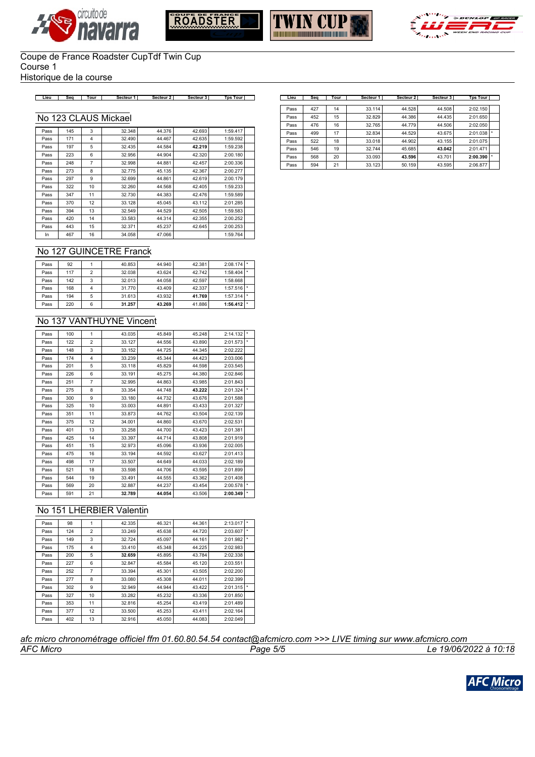Coupe de France Roadster CupTdf Twin Cup
Course 1
Historique de la course

### No 123 CLAUS Mickael

| Lieu | Seq | Tour | Secteur 1 | Secteur 2 | Secteur 3 | Tps Tour | |
|---|---|---|---|---|---|---|---|
| Pass | 145 | 3 | 32.348 | 44.376 | 42.693 | 1:59.417 | |
| Pass | 171 | 4 | 32.490 | 44.467 | 42.635 | 1:59.592 | |
| Pass | 197 | 5 | 32.435 | 44.584 | **42.219** | 1:59.238 | |
| Pass | 223 | 6 | 32.956 | 44.904 | 42.320 | 2:00.180 | |
| Pass | 248 | 7 | 32.998 | 44.881 | 42.457 | 2:00.336 | |
| Pass | 273 | 8 | 32.775 | 45.135 | 42.367 | 2:00.277 | |
| Pass | 297 | 9 | 32.699 | 44.861 | 42.619 | 2:00.179 | |
| Pass | 322 | 10 | 32.260 | 44.568 | 42.405 | 1:59.233 | |
| Pass | 347 | 11 | 32.730 | 44.383 | 42.476 | 1:59.589 | |
| Pass | 370 | 12 | 33.128 | 45.045 | 43.112 | 2:01.285 | |
| Pass | 394 | 13 | 32.549 | 44.529 | 42.505 | 1:59.583 | |
| Pass | 420 | 14 | 33.583 | 44.314 | 42.355 | 2:00.252 | |
| Pass | 443 | 15 | 32.371 | 45.237 | 42.645 | 2:00.253 | |
| In | 467 | 16 | 34.058 | 47.066 | | 1:59.764 | |

### No 127 GUINCETRE Franck

| Lieu | Seq | Tour | Secteur 1 | Secteur 2 | Secteur 3 | Tps Tour | |
|---|---|---|---|---|---|---|---|
| Pass | 92 | 1 | 40.853 | 44.940 | 42.381 | 2:08.174 | * |
| Pass | 117 | 2 | 32.038 | 43.624 | 42.742 | 1:58.404 | * |
| Pass | 142 | 3 | 32.013 | 44.058 | 42.597 | 1:58.668 | |
| Pass | 168 | 4 | 31.770 | 43.409 | 42.337 | 1:57.516 | * |
| Pass | 194 | 5 | 31.613 | 43.932 | **41.769** | 1:57.314 | * |
| Pass | 220 | 6 | **31.257** | **43.269** | 41.886 | **1:56.412** | * |

### No 137 VANTHUYNE Vincent

| Lieu | Seq | Tour | Secteur 1 | Secteur 2 | Secteur 3 | Tps Tour | |
|---|---|---|---|---|---|---|---|
| Pass | 100 | 1 | 43.035 | 45.849 | 45.248 | 2:14.132 | * |
| Pass | 122 | 2 | 33.127 | 44.556 | 43.890 | 2:01.573 | * |
| Pass | 148 | 3 | 33.152 | 44.725 | 44.345 | 2:02.222 | |
| Pass | 174 | 4 | 33.239 | 45.344 | 44.423 | 2:03.006 | |
| Pass | 201 | 5 | 33.118 | 45.829 | 44.598 | 2:03.545 | |
| Pass | 226 | 6 | 33.191 | 45.275 | 44.380 | 2:02.846 | |
| Pass | 251 | 7 | 32.995 | 44.863 | 43.985 | 2:01.843 | |
| Pass | 275 | 8 | 33.354 | 44.748 | **43.222** | 2:01.324 | * |
| Pass | 300 | 9 | 33.180 | 44.732 | 43.676 | 2:01.588 | |
| Pass | 325 | 10 | 33.003 | 44.891 | 43.433 | 2:01.327 | |
| Pass | 351 | 11 | 33.873 | 44.762 | 43.504 | 2:02.139 | |
| Pass | 375 | 12 | 34.001 | 44.860 | 43.670 | 2:02.531 | |
| Pass | 401 | 13 | 33.258 | 44.700 | 43.423 | 2:01.381 | |
| Pass | 425 | 14 | 33.397 | 44.714 | 43.808 | 2:01.919 | |
| Pass | 451 | 15 | 32.973 | 45.096 | 43.936 | 2:02.005 | |
| Pass | 475 | 16 | 33.194 | 44.592 | 43.627 | 2:01.413 | |
| Pass | 498 | 17 | 33.507 | 44.649 | 44.033 | 2:02.189 | |
| Pass | 521 | 18 | 33.598 | 44.706 | 43.595 | 2:01.899 | |
| Pass | 544 | 19 | 33.491 | 44.555 | 43.362 | 2:01.408 | |
| Pass | 569 | 20 | 32.887 | 44.237 | 43.454 | 2:00.578 | * |
| Pass | 591 | 21 | **32.789** | **44.054** | 43.506 | **2:00.349** | * |

### No 151 LHERBIER Valentin

| Lieu | Seq | Tour | Secteur 1 | Secteur 2 | Secteur 3 | Tps Tour | |
|---|---|---|---|---|---|---|---|
| Pass | 98 | 1 | 42.335 | 46.321 | 44.361 | 2:13.017 | * |
| Pass | 124 | 2 | 33.249 | 45.638 | 44.720 | 2:03.607 | * |
| Pass | 149 | 3 | 32.724 | 45.097 | 44.161 | 2:01.982 | * |
| Pass | 175 | 4 | 33.410 | 45.348 | 44.225 | 2:02.983 | |
| Pass | 200 | 5 | **32.659** | 45.895 | 43.784 | 2:02.338 | |
| Pass | 227 | 6 | 32.847 | 45.584 | 45.120 | 2:03.551 | |
| Pass | 252 | 7 | 33.394 | 45.301 | 43.505 | 2:02.200 | |
| Pass | 277 | 8 | 33.080 | 45.308 | 44.011 | 2:02.399 | |
| Pass | 302 | 9 | 32.949 | 44.944 | 43.422 | 2:01.315 | * |
| Pass | 327 | 10 | 33.282 | 45.232 | 43.336 | 2:01.850 | |
| Pass | 353 | 11 | 32.816 | 45.254 | 43.419 | 2:01.489 | |
| Pass | 377 | 12 | 33.500 | 45.253 | 43.411 | 2:02.164 | |
| Pass | 402 | 13 | 32.916 | 45.050 | 44.083 | 2:02.049 | |
| Pass | 427 | 14 | 33.114 | 44.528 | 44.508 | 2:02.150 | |
| Pass | 452 | 15 | 32.829 | 44.386 | 44.435 | 2:01.650 | |
| Pass | 476 | 16 | 32.765 | 44.779 | 44.506 | 2:02.050 | |
| Pass | 499 | 17 | 32.834 | 44.529 | 43.675 | 2:01.038 | * |
| Pass | 522 | 18 | 33.018 | 44.902 | 43.155 | 2:01.075 | |
| Pass | 546 | 19 | 32.744 | 45.685 | **43.042** | 2:01.471 | |
| Pass | 568 | 20 | 33.093 | **43.596** | 43.701 | **2:00.390** | * |
| Pass | 594 | 21 | 33.123 | 50.159 | 43.595 | 2:06.877 | |

*afc micro chronométrage officiel ffm 01.60.80.54.54 contact@afcmicro.com >>> LIVE timing sur www.afcmicro.com*

*AFC Micro* — *Le 19/06/2022 à 10:18*